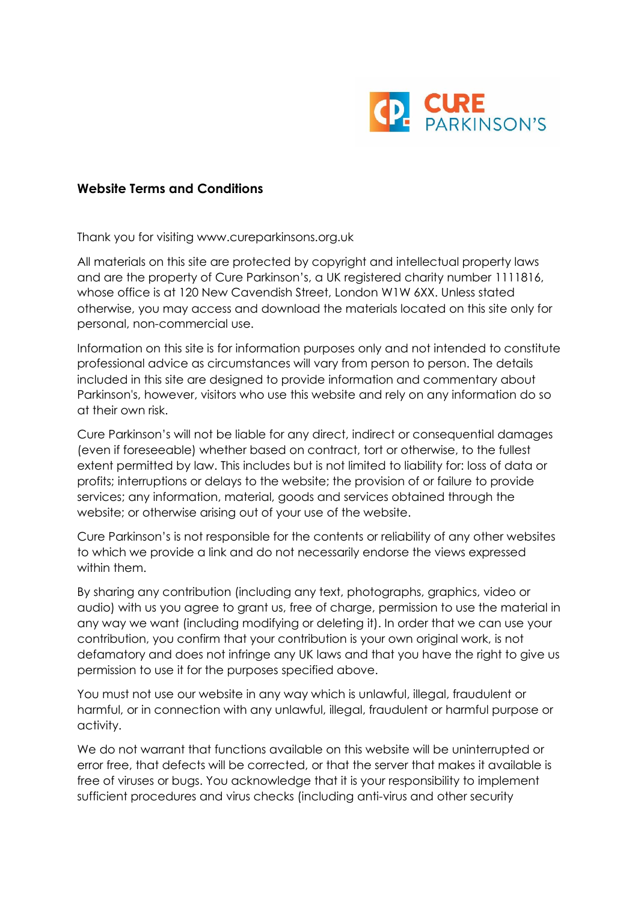CURE PARKINSON'S

**Website Terms and Conditions**

Thank you for visiting www.cureparkinsons.org.uk

All materials on this site are protected by copyright and intellectual property laws and are the property of Cure Parkinson's, a UK registered charity number 1111816, whose office is at 120 New Cavendish Street, London W1W 6XX. Unless stated otherwise, you may access and download the materials located on this site only for personal, non-commercial use.

Information on this site is for information purposes only and not intended to constitute professional advice as circumstances will vary from person to person. The details included in this site are designed to provide information and commentary about Parkinson's, however, visitors who use this website and rely on any information do so at their own risk.

Cure Parkinson's will not be liable for any direct, indirect or consequential damages (even if foreseeable) whether based on contract, tort or otherwise, to the fullest extent permitted by law. This includes but is not limited to liability for: loss of data or profits; interruptions or delays to the website; the provision of or failure to provide services; any information, material, goods and services obtained through the website; or otherwise arising out of your use of the website.

Cure Parkinson's is not responsible for the contents or reliability of any other websites to which we provide a link and do not necessarily endorse the views expressed within them.

By sharing any contribution (including any text, photographs, graphics, video or audio) with us you agree to grant us, free of charge, permission to use the material in any way we want (including modifying or deleting it). In order that we can use your contribution, you confirm that your contribution is your own original work, is not defamatory and does not infringe any UK laws and that you have the right to give us permission to use it for the purposes specified above.

You must not use our website in any way which is unlawful, illegal, fraudulent or harmful, or in connection with any unlawful, illegal, fraudulent or harmful purpose or activity.

We do not warrant that functions available on this website will be uninterrupted or error free, that defects will be corrected, or that the server that makes it available is free of viruses or bugs. You acknowledge that it is your responsibility to implement sufficient procedures and virus checks (including anti-virus and other security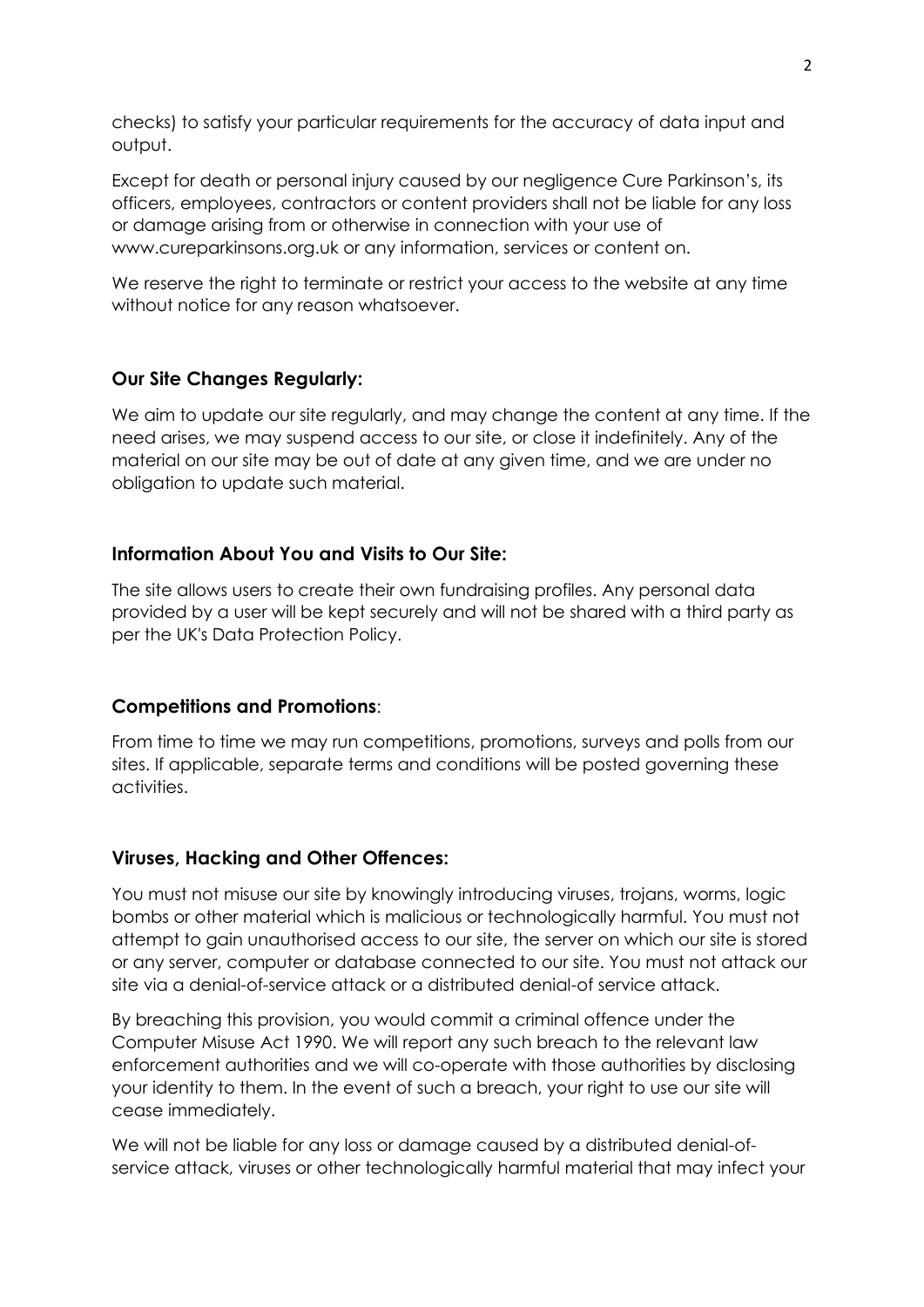checks) to satisfy your particular requirements for the accuracy of data input and output.

Except for death or personal injury caused by our negligence Cure Parkinson's, its officers, employees, contractors or content providers shall not be liable for any loss or damage arising from or otherwise in connection with your use of www.cureparkinsons.org.uk or any information, services or content on.

We reserve the right to terminate or restrict your access to the website at any time without notice for any reason whatsoever.

**Our Site Changes Regularly:**

We aim to update our site regularly, and may change the content at any time. If the need arises, we may suspend access to our site, or close it indefinitely. Any of the material on our site may be out of date at any given time, and we are under no obligation to update such material.

**Information About You and Visits to Our Site:**

The site allows users to create their own fundraising profiles. Any personal data provided by a user will be kept securely and will not be shared with a third party as per the UK's Data Protection Policy.

**Competitions and Promotions**:

From time to time we may run competitions, promotions, surveys and polls from our sites. If applicable, separate terms and conditions will be posted governing these activities.

**Viruses, Hacking and Other Offences:**

You must not misuse our site by knowingly introducing viruses, trojans, worms, logic bombs or other material which is malicious or technologically harmful. You must not attempt to gain unauthorised access to our site, the server on which our site is stored or any server, computer or database connected to our site. You must not attack our site via a denial-of-service attack or a distributed denial-of service attack.

By breaching this provision, you would commit a criminal offence under the Computer Misuse Act 1990. We will report any such breach to the relevant law enforcement authorities and we will co-operate with those authorities by disclosing your identity to them. In the event of such a breach, your right to use our site will cease immediately.

We will not be liable for any loss or damage caused by a distributed denial-of-service attack, viruses or other technologically harmful material that may infect your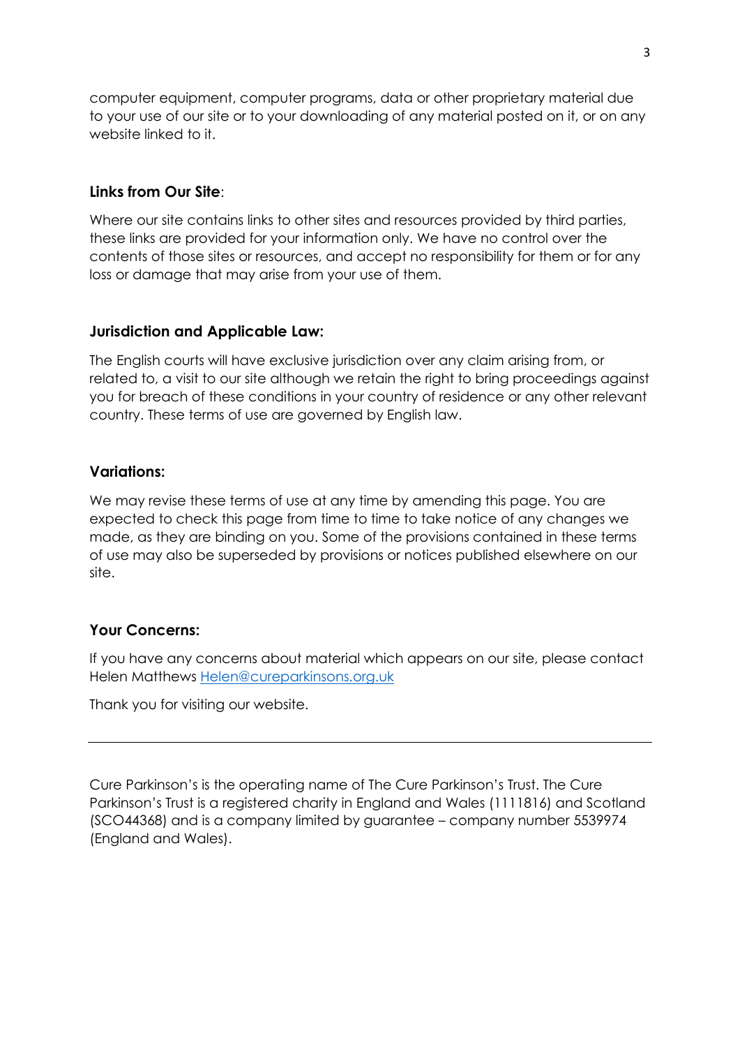computer equipment, computer programs, data or other proprietary material due to your use of our site or to your downloading of any material posted on it, or on any website linked to it.

**Links from Our Site**:

Where our site contains links to other sites and resources provided by third parties, these links are provided for your information only. We have no control over the contents of those sites or resources, and accept no responsibility for them or for any loss or damage that may arise from your use of them.

**Jurisdiction and Applicable Law:**

The English courts will have exclusive jurisdiction over any claim arising from, or related to, a visit to our site although we retain the right to bring proceedings against you for breach of these conditions in your country of residence or any other relevant country. These terms of use are governed by English law.

**Variations:**

We may revise these terms of use at any time by amending this page. You are expected to check this page from time to time to take notice of any changes we made, as they are binding on you. Some of the provisions contained in these terms of use may also be superseded by provisions or notices published elsewhere on our site.

**Your Concerns:**

If you have any concerns about material which appears on our site, please contact Helen Matthews Helen@cureparkinsons.org.uk

Thank you for visiting our website.

---

Cure Parkinson's is the operating name of The Cure Parkinson's Trust. The Cure Parkinson's Trust is a registered charity in England and Wales (1111816) and Scotland (SCO44368) and is a company limited by guarantee – company number 5539974 (England and Wales).